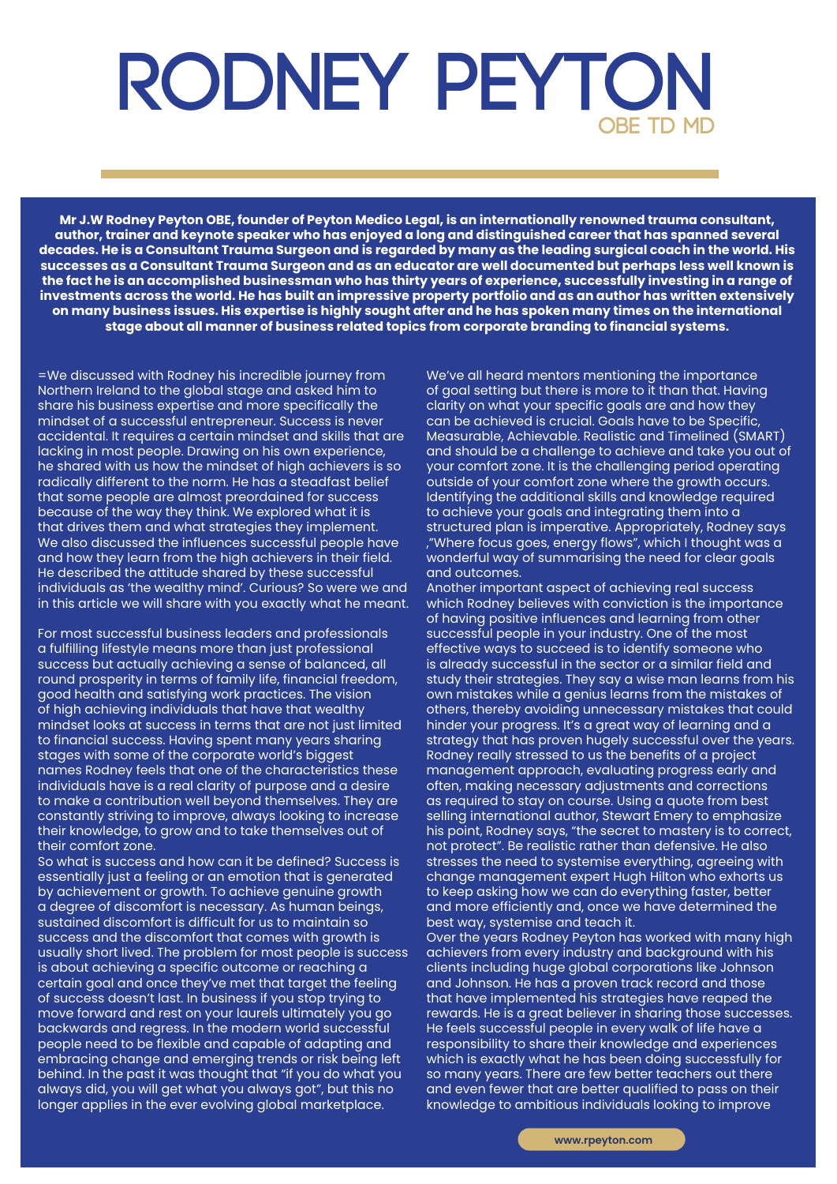# RODNEY PEYTON

OBE TD MD

**Mr J.W Rodney Peyton OBE, founder of Peyton Medico Legal, is an internationally renowned trauma consultant, author, trainer and keynote speaker who has enjoyed a long and distinguished career that has spanned several decades. He is a Consultant Trauma Surgeon and is regarded by many as the leading surgical coach in the world. His successes as a Consultant Trauma Surgeon and as an educator are well documented but perhaps less well known is the fact he is an accomplished businessman who has thirty years of experience, successfully investing in a range of investments across the world. He has built an impressive property portfolio and as an author has written extensively on many business issues. His expertise is highly sought after and he has spoken many times on the international stage about all manner of business related topics from corporate branding to financial systems.**

=We discussed with Rodney his incredible journey from Northern Ireland to the global stage and asked him to share his business expertise and more specifically the mindset of a successful entrepreneur. Success is never accidental. It requires a certain mindset and skills that are lacking in most people. Drawing on his own experience, he shared with us how the mindset of high achievers is so radically different to the norm. He has a steadfast belief that some people are almost preordained for success because of the way they think. We explored what it is that drives them and what strategies they implement. We also discussed the influences successful people have and how they learn from the high achievers in their field. He described the attitude shared by these successful individuals as 'the wealthy mind'. Curious? So were we and in this article we will share with you exactly what he meant.

For most successful business leaders and professionals a fulfilling lifestyle means more than just professional success but actually achieving a sense of balanced, all round prosperity in terms of family life, financial freedom, good health and satisfying work practices. The vision of high achieving individuals that have that wealthy mindset looks at success in terms that are not just limited to financial success. Having spent many years sharing stages with some of the corporate world's biggest names Rodney feels that one of the characteristics these individuals have is a real clarity of purpose and a desire to make a contribution well beyond themselves. They are constantly striving to improve, always looking to increase their knowledge, to grow and to take themselves out of their comfort zone.

So what is success and how can it be defined? Success is essentially just a feeling or an emotion that is generated by achievement or growth. To achieve genuine growth a degree of discomfort is necessary. As human beings, sustained discomfort is difficult for us to maintain so success and the discomfort that comes with growth is usually short lived. The problem for most people is success is about achieving a specific outcome or reaching a certain goal and once they've met that target the feeling of success doesn't last. In business if you stop trying to move forward and rest on your laurels ultimately you go backwards and regress. In the modern world successful people need to be flexible and capable of adapting and embracing change and emerging trends or risk being left behind. In the past it was thought that "if you do what you always did, you will get what you always got", but this no longer applies in the ever evolving global marketplace.

We've all heard mentors mentioning the importance of goal setting but there is more to it than that. Having clarity on what your specific goals are and how they can be achieved is crucial. Goals have to be Specific, Measurable, Achievable. Realistic and Timelined (SMART) and should be a challenge to achieve and take you out of your comfort zone. It is the challenging period operating outside of your comfort zone where the growth occurs. Identifying the additional skills and knowledge required to achieve your goals and integrating them into a structured plan is imperative. Appropriately, Rodney says ,"Where focus goes, energy flows", which I thought was a wonderful way of summarising the need for clear goals and outcomes.

Another important aspect of achieving real success which Rodney believes with conviction is the importance of having positive influences and learning from other successful people in your industry. One of the most effective ways to succeed is to identify someone who is already successful in the sector or a similar field and study their strategies. They say a wise man learns from his own mistakes while a genius learns from the mistakes of others, thereby avoiding unnecessary mistakes that could hinder your progress. It's a great way of learning and a strategy that has proven hugely successful over the years. Rodney really stressed to us the benefits of a project management approach, evaluating progress early and often, making necessary adjustments and corrections as required to stay on course. Using a quote from best selling international author, Stewart Emery to emphasize his point, Rodney says, "the secret to mastery is to correct, not protect". Be realistic rather than defensive. He also stresses the need to systemise everything, agreeing with change management expert Hugh Hilton who exhorts us to keep asking how we can do everything faster, better and more efficiently and, once we have determined the best way, systemise and teach it.

Over the years Rodney Peyton has worked with many high achievers from every industry and background with his clients including huge global corporations like Johnson and Johnson. He has a proven track record and those that have implemented his strategies have reaped the rewards. He is a great believer in sharing those successes. He feels successful people in every walk of life have a responsibility to share their knowledge and experiences which is exactly what he has been doing successfully for so many years. There are few better teachers out there and even fewer that are better qualified to pass on their knowledge to ambitious individuals looking to improve

www.rpeyton.com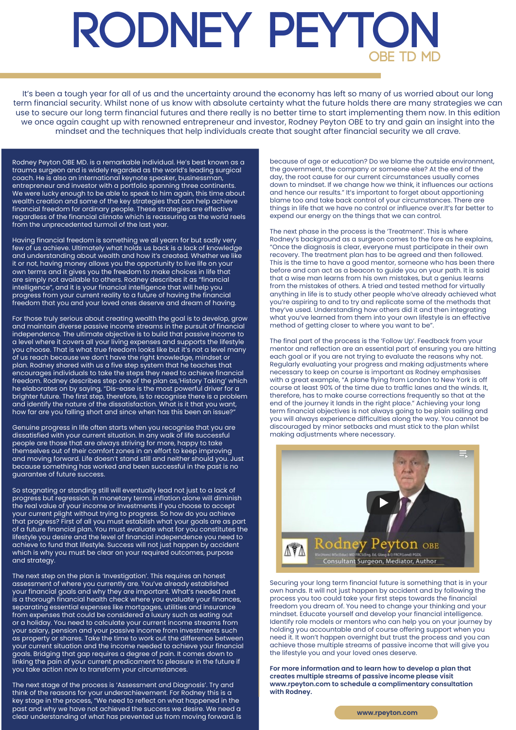# RODNEY PEYTON

OBE TD MD

It's been a tough year for all of us and the uncertainty around the economy has left so many of us worried about our long term financial security. Whilst none of us know with absolute certainty what the future holds there are many strategies we can use to secure our long term financial futures and there really is no better time to start implementing them now. In this edition we once again caught up with renowned entrepreneur and investor, Rodney Peyton OBE to try and gain an insight into the mindset and the techniques that help individuals create that sought after financial security we all crave.

Rodney Peyton OBE MD. is a remarkable individual. He's best known as a trauma surgeon and is widely regarded as the world's leading surgical coach. He is also an international keynote speaker, businessman, entrepreneur and investor with a portfolio spanning three continents. We were lucky enough to be able to speak to him again, this time about wealth creation and some of the key strategies that can help achieve financial freedom for ordinary people. These strategies are effective regardless of the financial climate which is reassuring as the world reels from the unprecedented turmoil of the last year.

Having financial freedom is something we all yearn for but sadly very few of us achieve. Ultimately what holds us back is a lack of knowledge and understanding about wealth and how it's created. Whether we like it or not, having money allows you the opportunity to live life on your own terms and it gives you the freedom to make choices in life that are simply not available to others. Rodney describes it as "financial intelligence", and it is your financial intelligence that will help you progress from your current reality to a future of having the financial freedom that you and your loved ones deserve and dream of having.

For those truly serious about creating wealth the goal is to develop, grow and maintain diverse passive income streams in the pursuit of financial independence. The ultimate objective is to build that passive income to a level where it covers all your living expenses and supports the lifestyle you choose. That is what true freedom looks like but it's not a level many of us reach because we don't have the right knowledge, mindset or plan. Rodney shared with us a five step system that he teaches that encourages individuals to take the steps they need to achieve financial freedom. Rodney describes step one of the plan as,'History Taking' which he elaborates on by saying, "Dis-ease is the most powerful driver for a brighter future. The first step, therefore, is to recognise there is a problem and identify the nature of the dissatisfaction. What is it that you want, how far are you falling short and since when has this been an issue?"

Genuine progress in life often starts when you recognise that you are dissatisfied with your current situation. In any walk of life successful people are those that are always striving for more, happy to take themselves out of their comfort zones in an effort to keep improving and moving forward. Life doesn't stand still and neither should you. Just because something has worked and been successful in the past is no guarantee of future success.

So stagnating or standing still will eventually lead not just to a lack of progress but regression. In monetary terms inflation alone will diminish the real value of your income or investments if you choose to accept your current plight without trying to progress. So how do you achieve that progress? First of all you must establish what your goals are as part of a future financial plan. You must evaluate what for you constitutes the lifestyle you desire and the level of financial independence you need to achieve to fund that lifestyle. Success will not just happen by accident which is why you must be clear on your required outcomes, purpose and strategy.

The next step on the plan is 'Investigation'. This requires an honest assessment of where you currently are. You've already established your financial goals and why they are important. What's needed next is a thorough financial health check where you evaluate your finances, separating essential expenses like mortgages, utilities and insurance from expenses that could be considered a luxury such as eating out or a holiday. You need to calculate your current income streams from your salary, pension and your passive income from investments such as property or shares. Take the time to work out the difference between your current situation and the income needed to achieve your financial goals. Bridging that gap requires a degree of pain. It comes down to linking the pain of your current predicament to pleasure in the future if you take action now to transform your circumstances.

The next stage of the process is 'Assessment and Diagnosis'. Try and think of the reasons for your underachievement. For Rodney this is a key stage in the process, "We need to reflect on what happened in the past and why we have not achieved the success we desire. We need a clear understanding of what has prevented us from moving forward. Is because of age or education? Do we blame the outside environment, the government, the company or someone else? At the end of the day, the root cause for our current circumstances usually comes down to mindset. If we change how we think, it influences our actions and hence our results." It's important to forget about apportioning blame too and take back control of your circumstances. There are things in life that we have no control or influence over.It's far better to expend our energy on the things that we can control.

The next phase in the process is the 'Treatment'. This is where Rodney's background as a surgeon comes to the fore as he explains, "Once the diagnosis is clear, everyone must participate in their own recovery. The treatment plan has to be agreed and then followed. This is the time to have a good mentor, someone who has been there before and can act as a beacon to guide you on your path. It is said that a wise man learns from his own mistakes, but a genius learns from the mistakes of others. A tried and tested method for virtually anything in life is to study other people who've already achieved what you're aspiring to and to try and replicate some of the methods that they've used. Understanding how others did it and then integrating what you've learned from them into your own lifestyle is an effective method of getting closer to where you want to be".

The final part of the process is the 'Follow Up'. Feedback from your mentor and reflection are an essential part of ensuring you are hitting each goal or if you are not trying to evaluate the reasons why not. Regularly evaluating your progress and making adjustments where necessary to keep on course is important as Rodney emphasises with a great example, "A plane flying from London to New York is off course at least 90% of the time due to traffic lanes and the winds. It, therefore, has to make course corrections frequently so that at the end of the journey it lands in the right place." Achieving your long term financial objectives is not always going to be plain sailing and you will always experience difficulties along the way. You cannot be discouraged by minor setbacks and must stick to the plan whilst making adjustments where necessary.

Rodney Peyton OBE
BSc(Hons) MSc(Educ) MD FRCS(Eng, Ed, Glasg & I) FRCP(Lond) PGDL
Consultant Surgeon, Mediator, Author

Securing your long term financial future is something that is in your own hands. It will not just happen by accident and by following the process you too could take your first steps towards the financial freedom you dream of. You need to change your thinking and your mindset. Educate yourself and develop your financial intelligence. Identify role models or mentors who can help you on your journey by holding you accountable and of course offering support when you need it. It won't happen overnight but trust the process and you can achieve those multiple streams of passive income that will give you the lifestyle you and your loved ones deserve.

**For more information and to learn how to develop a plan that creates multiple streams of passive income please visit www.rpeyton.com to schedule a complimentary consultation with Rodney.**

www.rpeyton.com